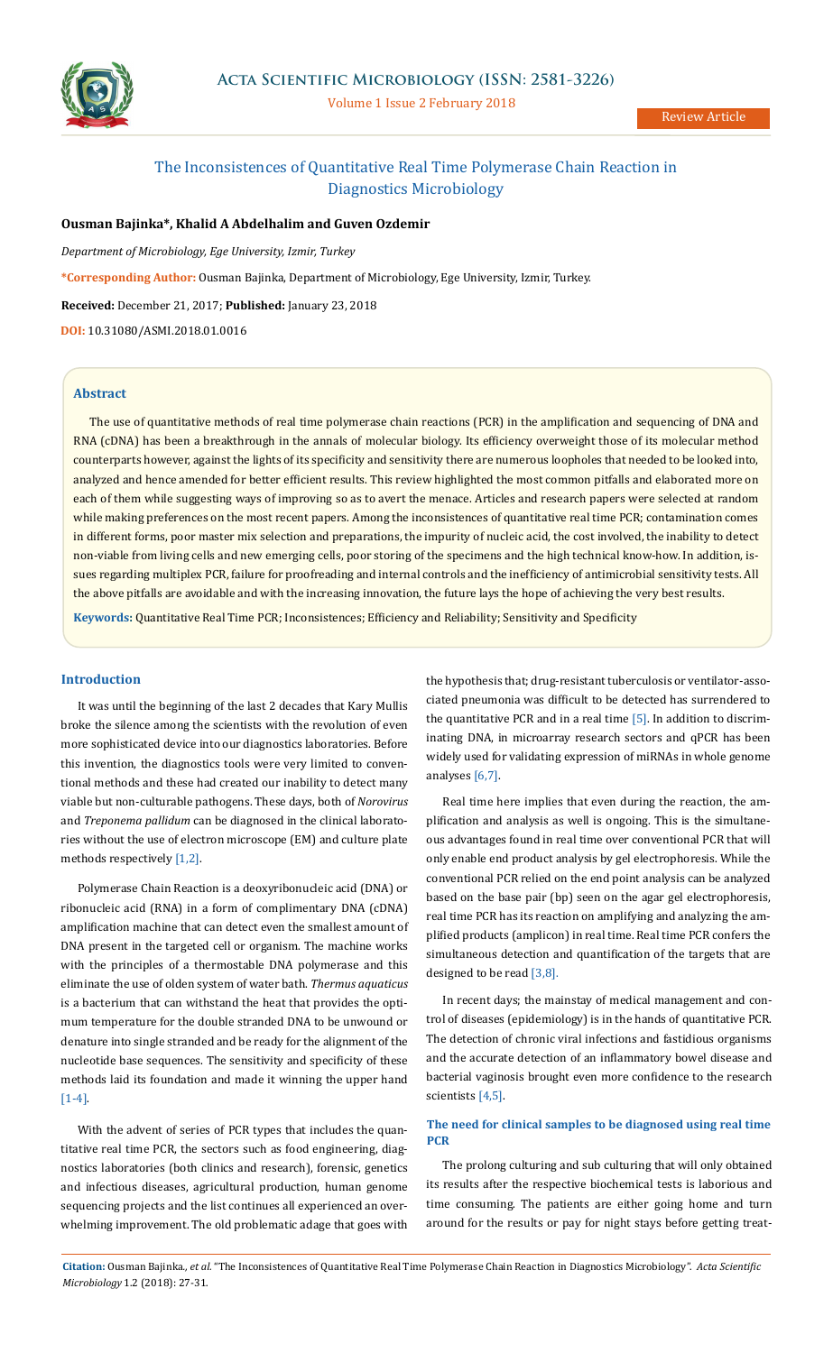Review Article

# The Inconsistences of Quantitative Real Time Polymerase Chain Reaction in Diagnostics Microbiology

**Ousman Bajinka\*, Khalid A Abdelhalim and Guven Ozdemir**

*Department of Microbiology, Ege University, Izmir, Turkey*

**\*Corresponding Author:** Ousman Bajinka, Department of Microbiology, Ege University, Izmir, Turkey.

**Received:** December 21, 2017; **Published:** January 23, 2018

**DOI:** 10.31080/ASMI.2018.01.0016

## Abstract

The use of quantitative methods of real time polymerase chain reactions (PCR) in the amplification and sequencing of DNA and RNA (cDNA) has been a breakthrough in the annals of molecular biology. Its efficiency overweight those of its molecular method counterparts however, against the lights of its specificity and sensitivity there are numerous loopholes that needed to be looked into, analyzed and hence amended for better efficient results. This review highlighted the most common pitfalls and elaborated more on each of them while suggesting ways of improving so as to avert the menace. Articles and research papers were selected at random while making preferences on the most recent papers. Among the inconsistences of quantitative real time PCR; contamination comes in different forms, poor master mix selection and preparations, the impurity of nucleic acid, the cost involved, the inability to detect non-viable from living cells and new emerging cells, poor storing of the specimens and the high technical know-how. In addition, issues regarding multiplex PCR, failure for proofreading and internal controls and the inefficiency of antimicrobial sensitivity tests. All the above pitfalls are avoidable and with the increasing innovation, the future lays the hope of achieving the very best results.

**Keywords:** Quantitative Real Time PCR; Inconsistences; Efficiency and Reliability; Sensitivity and Specificity

## Introduction

It was until the beginning of the last 2 decades that Kary Mullis broke the silence among the scientists with the revolution of even more sophisticated device into our diagnostics laboratories. Before this invention, the diagnostics tools were very limited to conventional methods and these had created our inability to detect many viable but non-culturable pathogens. These days, both of *Norovirus* and *Treponema pallidum* can be diagnosed in the clinical laboratories without the use of electron microscope (EM) and culture plate methods respectively [1,2].

Polymerase Chain Reaction is a deoxyribonucleic acid (DNA) or ribonucleic acid (RNA) in a form of complimentary DNA (cDNA) amplification machine that can detect even the smallest amount of DNA present in the targeted cell or organism. The machine works with the principles of a thermostable DNA polymerase and this eliminate the use of olden system of water bath. *Thermus aquaticus* is a bacterium that can withstand the heat that provides the optimum temperature for the double stranded DNA to be unwound or denature into single stranded and be ready for the alignment of the nucleotide base sequences. The sensitivity and specificity of these methods laid its foundation and made it winning the upper hand [1-4].

With the advent of series of PCR types that includes the quantitative real time PCR, the sectors such as food engineering, diagnostics laboratories (both clinics and research), forensic, genetics and infectious diseases, agricultural production, human genome sequencing projects and the list continues all experienced an overwhelming improvement. The old problematic adage that goes with the hypothesis that; drug-resistant tuberculosis or ventilator-associated pneumonia was difficult to be detected has surrendered to the quantitative PCR and in a real time [5]. In addition to discriminating DNA, in microarray research sectors and qPCR has been widely used for validating expression of miRNAs in whole genome analyses [6,7].

Real time here implies that even during the reaction, the amplification and analysis as well is ongoing. This is the simultaneous advantages found in real time over conventional PCR that will only enable end product analysis by gel electrophoresis. While the conventional PCR relied on the end point analysis can be analyzed based on the base pair (bp) seen on the agar gel electrophoresis, real time PCR has its reaction on amplifying and analyzing the amplified products (amplicon) in real time. Real time PCR confers the simultaneous detection and quantification of the targets that are designed to be read [3,8].

In recent days; the mainstay of medical management and control of diseases (epidemiology) is in the hands of quantitative PCR. The detection of chronic viral infections and fastidious organisms and the accurate detection of an inflammatory bowel disease and bacterial vaginosis brought even more confidence to the research scientists [4,5].

### The need for clinical samples to be diagnosed using real time PCR

The prolong culturing and sub culturing that will only obtained its results after the respective biochemical tests is laborious and time consuming. The patients are either going home and turn around for the results or pay for night stays before getting treat-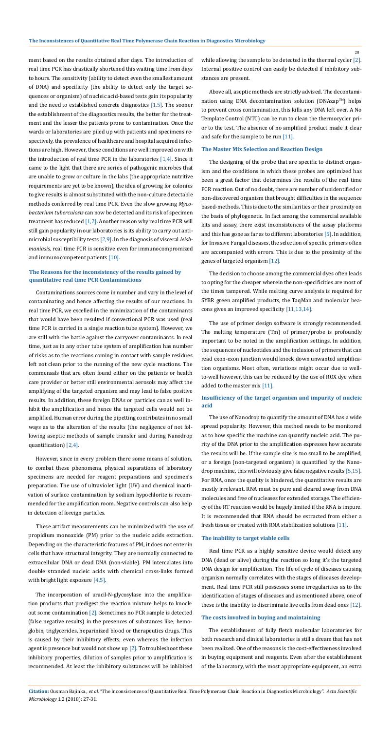ment based on the results obtained after days. The introduction of real time PCR has drastically shortened this waiting time from days to hours. The sensitivity (ability to detect even the smallest amount of DNA) and specificity (the ability to detect only the target sequences or organism) of nucleic acid-based tests gain its popularity and the need to established concrete diagnostics [1,5]. The sooner the establishment of the diagnostics results, the better for the treatment and the lesser the patients prone to contamination. Once the wards or laboratories are piled up with patients and specimens respectively, the prevalence of healthcare and hospital acquired infections are high. However, these conditions are well improved on with the introduction of real time PCR in the laboratories [1,4]. Since it came to the light that there are series of pathogenic microbes that are unable to grow or culture in the labs (the appropriate nutritive requirements are yet to be known), the idea of growing for colonies to give results is almost substituted with the non-culture detectable methods conferred by real time PCR. Even the slow growing *Mycobacterium tuberculosis* can now be detected and its risk of specimen treatment has reduced [1,2]. Another reason why real time PCR will still gain popularity in our laboratories is its ability to carry out antimicrobial susceptibility tests [2,9]. In the diagnosis of visceral *leishmaniasis*, real time PCR is sensitive even for immunocompromized and immunocompetent patients [10].

### The Reasons for the inconsistency of the results gained by quantitative real time PCR Contaminations

Contaminations sources come in number and vary in the level of contaminating and hence affecting the results of our reactions. In real time PCR, we excelled in the minimization of the contaminants that would have been resulted if convectional PCR was used (real time PCR is carried in a single reaction tube system). However, we are still with the battle against the carryover contaminants. In real time, just as in any other tube system of amplification has number of risks as to the reactions coming in contact with sample residues left not clean prior to the running of the new cycle reactions. The commensals that are often found either on the patients or health care provider or better still environmental aerosols may affect the amplifying of the targeted organism and may lead to false positive results. In addition, these foreign DNAs or particles can as well inhibit the amplification and hence the targeted cells would not be amplified. Human error during the pipetting contributes in no small ways as to the alteration of the results (the negligence of not following aseptic methods of sample transfer and during Nanodrop quantification) [2,4].

However, since in every problem there some means of solution, to combat these phenomena, physical separations of laboratory specimens are needed for reagent preparations and specimen's preparation. The use of ultraviolet light (UV) and chemical inactivation of surface contamination by sodium hypochlorite is recommended for the amplification room. Negative controls can also help in detection of foreign particles.

These artifact measurements can be minimized with the use of propidium monoazide (PM) prior to the nucleic acids extraction. Depending on the characteristic features of PM, it does not enter in cells that have structural integrity. They are normally connected to extracellular DNA or dead DNA (non-viable). PM intercalates into double stranded nucleic acids with chemical cross-links formed with bright light exposure [4,5].

The incorporation of uracil-N-glycosylase into the amplification products that predigest the reaction mixture helps to knockout some contamination [2]. Sometimes no PCR sample is detected (false negative results) in the presences of substances like; hemoglobin, triglycerides, heparinized blood or therapeutics drugs. This is caused by their inhibitory effects; even whereas the infection agent is presence but would not show up [2]. To troubleshoot these inhibitory properties, dilution of samples prior to amplification is recommended. At least the inhibitory substances will be inhibited while allowing the sample to be detected in the thermal cycler [2]. Internal positive control can easily be detected if inhibitory substances are present.

Above all, aseptic methods are strictly advised. The decontamination using DNA decontamination solution (DNAzap™) helps to prevent cross contamination, this kills any DNA left over. A No Template Control (NTC) can be run to clean the thermocycler prior to the test. The absence of no amplified product made it clear and safe for the sample to be run [11].

### The Master Mix Selection and Reaction Design

The designing of the probe that are specific to distinct organism and the conditions in which these probes are optimized has been a great factor that determines the results of the real time PCR reaction. Out of no doubt, there are number of unidentified or non-discovered organism that brought difficulties in the sequence based-methods. This is due to the similarities or their proximity on the basis of phylogenetic. In fact among the commercial available kits and assay, there exist inconsistences of the assay platforms and this has gone as far as to different laboratories [5]. In addition, for Invasive Fungal diseases, the selection of specific primers often are accompanied with errors. This is due to the proximity of the genes of targeted organism [12].

The decision to choose among the commercial dyes often leads to opting for the cheaper wherein the non-specificities are most of the times tampered. While melting curve analysis is required for SYBR green amplified products, the TaqMan and molecular beacons gives an improved specificity [11,13,14].

The use of primer design software is strongly recommended. The melting temperature (Tm) of primer/probe is profoundly important to be noted in the amplification settings. In addition, the sequences of nucleotides and the inclusion of primers that can read exon-exon junction would knock down unwanted amplification organisms. Most often, variations might occur due to well-to-well however, this can be reduced by the use of ROX dye when added to the master mix [11].

### Insufficiency of the target organism and impurity of nucleic acid

The use of Nanodrop to quantify the amount of DNA has a wide spread popularity. However, this method needs to be monitored as to how specific the machine can quantify nucleic acid. The purity of the DNA prior to the amplification expresses how accurate the results will be. If the sample size is too small to be amplified, or a foreign (non-targeted organism) is quantified by the Nanodrop machine, this will obviously give false negative results [5,15]. For RNA, once the quality is hindered, the quantitative results are mostly irrelevant. RNA must be pure and cleared away from DNA molecules and free of nucleases for extended storage. The efficiency of the RT reaction would be hugely limited if the RNA is impure. It is recommended that RNA should be extracted from either a fresh tissue or treated with RNA stabilization solutions [11].

### The inability to target viable cells

Real time PCR as a highly sensitive device would detect any DNA (dead or alive) during the reaction so long it's the targeted DNA design for amplification. The life of cycle of diseases causing organism normally correlates with the stages of diseases development. Real time PCR still possesses some irregularities as to the identification of stages of diseases and as mentioned above, one of these is the inability to discriminate live cells from dead ones [12].

### The costs involved in buying and maintaining

The establishment of fully fletch molecular laboratories for both research and clinical laboratories is still a dream that has not been realized. One of the reasons is the cost-effectiveness involved in buying equipment and reagents. Even after the establishment of the laboratory, with the most appropriate equipment, an extra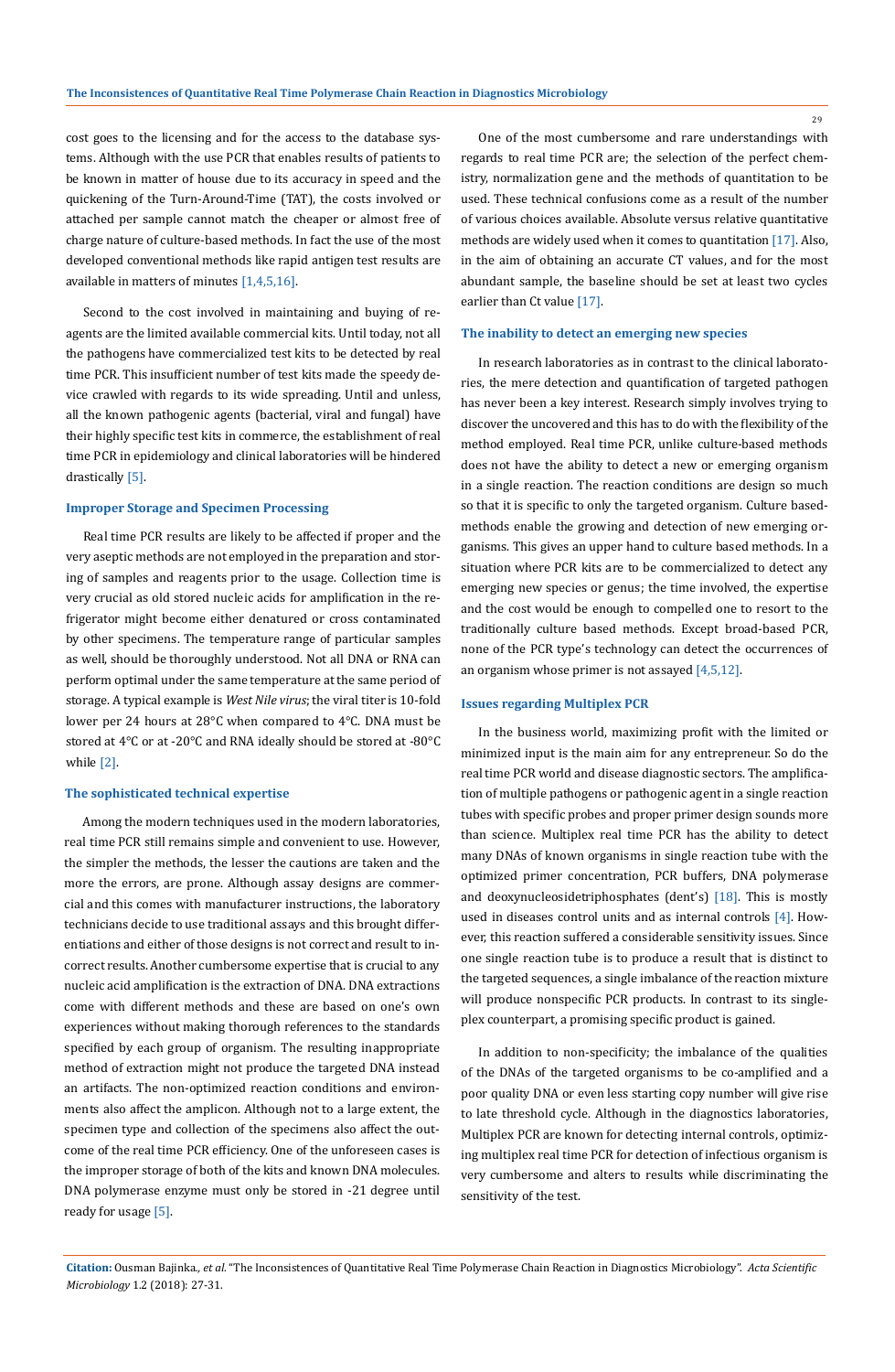cost goes to the licensing and for the access to the database systems. Although with the use PCR that enables results of patients to be known in matter of house due to its accuracy in speed and the quickening of the Turn-Around-Time (TAT), the costs involved or attached per sample cannot match the cheaper or almost free of charge nature of culture-based methods. In fact the use of the most developed conventional methods like rapid antigen test results are available in matters of minutes [1,4,5,16].

Second to the cost involved in maintaining and buying of reagents are the limited available commercial kits. Until today, not all the pathogens have commercialized test kits to be detected by real time PCR. This insufficient number of test kits made the speedy device crawled with regards to its wide spreading. Until and unless, all the known pathogenic agents (bacterial, viral and fungal) have their highly specific test kits in commerce, the establishment of real time PCR in epidemiology and clinical laboratories will be hindered drastically [5].

### Improper Storage and Specimen Processing

Real time PCR results are likely to be affected if proper and the very aseptic methods are not employed in the preparation and storing of samples and reagents prior to the usage. Collection time is very crucial as old stored nucleic acids for amplification in the refrigerator might become either denatured or cross contaminated by other specimens. The temperature range of particular samples as well, should be thoroughly understood. Not all DNA or RNA can perform optimal under the same temperature at the same period of storage. A typical example is *West Nile virus*; the viral titer is 10-fold lower per 24 hours at 28°C when compared to 4°C. DNA must be stored at 4°C or at -20°C and RNA ideally should be stored at -80°C while [2].

### The sophisticated technical expertise

Among the modern techniques used in the modern laboratories, real time PCR still remains simple and convenient to use. However, the simpler the methods, the lesser the cautions are taken and the more the errors, are prone. Although assay designs are commercial and this comes with manufacturer instructions, the laboratory technicians decide to use traditional assays and this brought differentiations and either of those designs is not correct and result to incorrect results. Another cumbersome expertise that is crucial to any nucleic acid amplification is the extraction of DNA. DNA extractions come with different methods and these are based on one's own experiences without making thorough references to the standards specified by each group of organism. The resulting inappropriate method of extraction might not produce the targeted DNA instead an artifacts. The non-optimized reaction conditions and environments also affect the amplicon. Although not to a large extent, the specimen type and collection of the specimens also affect the outcome of the real time PCR efficiency. One of the unforeseen cases is the improper storage of both of the kits and known DNA molecules. DNA polymerase enzyme must only be stored in -21 degree until ready for usage [5].

One of the most cumbersome and rare understandings with regards to real time PCR are; the selection of the perfect chemistry, normalization gene and the methods of quantitation to be used. These technical confusions come as a result of the number of various choices available. Absolute versus relative quantitative methods are widely used when it comes to quantitation [17]. Also, in the aim of obtaining an accurate CT values, and for the most abundant sample, the baseline should be set at least two cycles earlier than Ct value [17].

### The inability to detect an emerging new species

In research laboratories as in contrast to the clinical laboratories, the mere detection and quantification of targeted pathogen has never been a key interest. Research simply involves trying to discover the uncovered and this has to do with the flexibility of the method employed. Real time PCR, unlike culture-based methods does not have the ability to detect a new or emerging organism in a single reaction. The reaction conditions are design so much so that it is specific to only the targeted organism. Culture based-methods enable the growing and detection of new emerging organisms. This gives an upper hand to culture based methods. In a situation where PCR kits are to be commercialized to detect any emerging new species or genus; the time involved, the expertise and the cost would be enough to compelled one to resort to the traditionally culture based methods. Except broad-based PCR, none of the PCR type's technology can detect the occurrences of an organism whose primer is not assayed [4,5,12].

### Issues regarding Multiplex PCR

In the business world, maximizing profit with the limited or minimized input is the main aim for any entrepreneur. So do the real time PCR world and disease diagnostic sectors. The amplification of multiple pathogens or pathogenic agent in a single reaction tubes with specific probes and proper primer design sounds more than science. Multiplex real time PCR has the ability to detect many DNAs of known organisms in single reaction tube with the optimized primer concentration, PCR buffers, DNA polymerase and deoxynucleosidetriphosphates (dent's) [18]. This is mostly used in diseases control units and as internal controls [4]. However, this reaction suffered a considerable sensitivity issues. Since one single reaction tube is to produce a result that is distinct to the targeted sequences, a single imbalance of the reaction mixture will produce nonspecific PCR products. In contrast to its singleplex counterpart, a promising specific product is gained.

In addition to non-specificity; the imbalance of the qualities of the DNAs of the targeted organisms to be co-amplified and a poor quality DNA or even less starting copy number will give rise to late threshold cycle. Although in the diagnostics laboratories, Multiplex PCR are known for detecting internal controls, optimizing multiplex real time PCR for detection of infectious organism is very cumbersome and alters to results while discriminating the sensitivity of the test.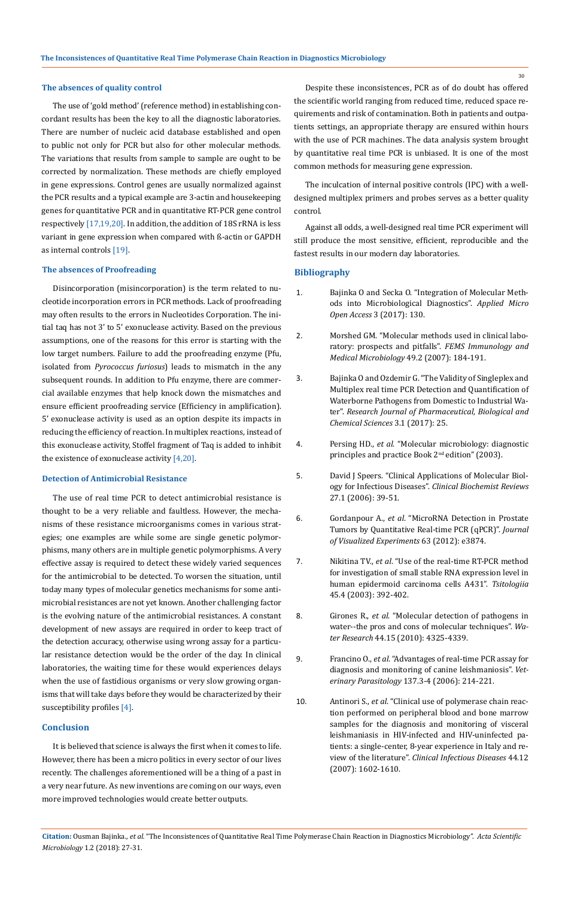### The absences of quality control

The use of 'gold method' (reference method) in establishing concordant results has been the key to all the diagnostic laboratories. There are number of nucleic acid database established and open to public not only for PCR but also for other molecular methods. The variations that results from sample to sample are ought to be corrected by normalization. These methods are chiefly employed in gene expressions. Control genes are usually normalized against the PCR results and a typical example are 3-actin and housekeeping genes for quantitative PCR and in quantitative RT-PCR gene control respectively [17,19,20]. In addition, the addition of 18S rRNA is less variant in gene expression when compared with ß-actin or GAPDH as internal controls [19].

### The absences of Proofreading

Disincorporation (misincorporation) is the term related to nucleotide incorporation errors in PCR methods. Lack of proofreading may often results to the errors in Nucleotides Corporation. The initial taq has not 3' to 5' exonuclease activity. Based on the previous assumptions, one of the reasons for this error is starting with the low target numbers. Failure to add the proofreading enzyme (Pfu, isolated from *Pyrococcus furiosus*) leads to mismatch in the any subsequent rounds. In addition to Pfu enzyme, there are commercial available enzymes that help knock down the mismatches and ensure efficient proofreading service (Efficiency in amplification). 5' exonuclease activity is used as an option despite its impacts in reducing the efficiency of reaction. In multiplex reactions, instead of this exonuclease activity, Stoffel fragment of Taq is added to inhibit the existence of exonuclease activity [4,20].

### Detection of Antimicrobial Resistance

The use of real time PCR to detect antimicrobial resistance is thought to be a very reliable and faultless. However, the mechanisms of these resistance microorganisms comes in various strategies; one examples are while some are single genetic polymorphisms, many others are in multiple genetic polymorphisms. A very effective assay is required to detect these widely varied sequences for the antimicrobial to be detected. To worsen the situation, until today many types of molecular genetics mechanisms for some antimicrobial resistances are not yet known. Another challenging factor is the evolving nature of the antimicrobial resistances. A constant development of new assays are required in order to keep tract of the detection accuracy, otherwise using wrong assay for a particular resistance detection would be the order of the day. In clinical laboratories, the waiting time for these would experiences delays when the use of fastidious organisms or very slow growing organisms that will take days before they would be characterized by their susceptibility profiles [4].

## Conclusion

It is believed that science is always the first when it comes to life. However, there has been a micro politics in every sector of our lives recently. The challenges aforementioned will be a thing of a past in a very near future. As new inventions are coming on our ways, even more improved technologies would create better outputs.

Despite these inconsistences, PCR as of do doubt has offered the scientific world ranging from reduced time, reduced space requirements and risk of contamination. Both in patients and outpatients settings, an appropriate therapy are ensured within hours with the use of PCR machines. The data analysis system brought by quantitative real time PCR is unbiased. It is one of the most common methods for measuring gene expression.

The inculcation of internal positive controls (IPC) with a well-designed multiplex primers and probes serves as a better quality control.

Against all odds, a well-designed real time PCR experiment will still produce the most sensitive, efficient, reproducible and the fastest results in our modern day laboratories.

## Bibliography

1. Bajinka O and Secka O. "Integration of Molecular Methods into Microbiological Diagnostics". *Applied Micro Open Access* 3 (2017): 130.
2. Morshed GM. "Molecular methods used in clinical laboratory: prospects and pitfalls". *FEMS Immunology and Medical Microbiology* 49.2 (2007): 184-191.
3. Bajinka O and Ozdemir G. "The Validity of Singleplex and Multiplex real time PCR Detection and Quantification of Waterborne Pathogens from Domestic to Industrial Water". *Research Journal of Pharmaceutical, Biological and Chemical Sciences* 3.1 (2017): 25.
4. Persing HD., *et al*. "Molecular microbiology: diagnostic principles and practice Book 2nd edition" (2003).
5. David J Speers. "Clinical Applications of Molecular Biology for Infectious Diseases". *Clinical Biochemist Reviews* 27.1 (2006): 39-51.
6. Gordanpour A., *et al*. "MicroRNA Detection in Prostate Tumors by Quantitative Real-time PCR (qPCR)". *Journal of Visualized Experiments* 63 (2012): e3874.
7. Nikitina TV., *et al*. "Use of the real-time RT-PCR method for investigation of small stable RNA expression level in human epidermoid carcinoma cells A431". *Tsitologiia* 45.4 (2003): 392-402.
8. Girones R., *et al*. "Molecular detection of pathogens in water--the pros and cons of molecular techniques". *Water Research* 44.15 (2010): 4325-4339.
9. Francino O., *et al*. "Advantages of real-time PCR assay for diagnosis and monitoring of canine leishmaniosis". *Veterinary Parasitology* 137.3-4 (2006): 214-221.
10. Antinori S., *et al*. "Clinical use of polymerase chain reaction performed on peripheral blood and bone marrow samples for the diagnosis and monitoring of visceral leishmaniasis in HIV-infected and HIV-uninfected patients: a single-center, 8-year experience in Italy and review of the literature". *Clinical Infectious Diseases* 44.12 (2007): 1602-1610.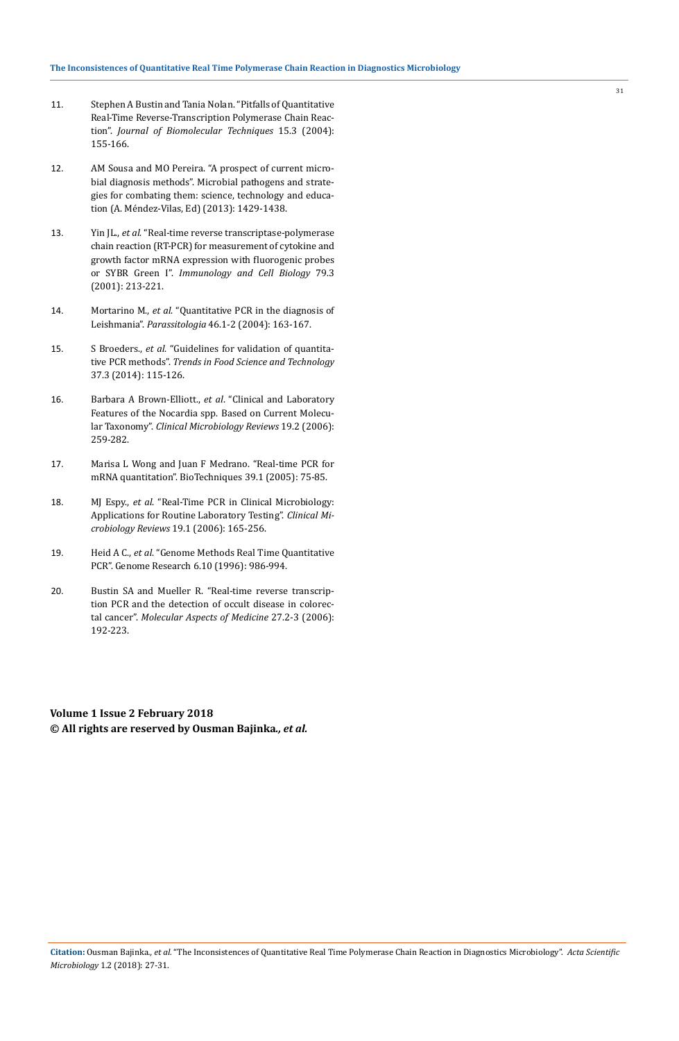11. Stephen A Bustin and Tania Nolan. "Pitfalls of Quantitative Real-Time Reverse-Transcription Polymerase Chain Reaction". *Journal of Biomolecular Techniques* 15.3 (2004): 155-166.

12. AM Sousa and MO Pereira. "A prospect of current microbial diagnosis methods". Microbial pathogens and strategies for combating them: science, technology and education (A. Méndez-Vilas, Ed) (2013): 1429-1438.

13. Yin JL., *et al.* "Real-time reverse transcriptase-polymerase chain reaction (RT-PCR) for measurement of cytokine and growth factor mRNA expression with fluorogenic probes or SYBR Green I". *Immunology and Cell Biology* 79.3 (2001): 213-221.

14. Mortarino M., *et al.* "Quantitative PCR in the diagnosis of Leishmania". *Parassitologia* 46.1-2 (2004): 163-167.

15. S Broeders., *et al.* "Guidelines for validation of quantitative PCR methods". *Trends in Food Science and Technology* 37.3 (2014): 115-126.

16. Barbara A Brown-Elliott., *et al.* "Clinical and Laboratory Features of the Nocardia spp. Based on Current Molecular Taxonomy". *Clinical Microbiology Reviews* 19.2 (2006): 259-282.

17. Marisa L Wong and Juan F Medrano. "Real-time PCR for mRNA quantitation". BioTechniques 39.1 (2005): 75-85.

18. MJ Espy., *et al.* "Real-Time PCR in Clinical Microbiology: Applications for Routine Laboratory Testing". *Clinical Microbiology Reviews* 19.1 (2006): 165-256.

19. Heid A C., *et al.* "Genome Methods Real Time Quantitative PCR". Genome Research 6.10 (1996): 986-994.

20. Bustin SA and Mueller R. "Real-time reverse transcription PCR and the detection of occult disease in colorectal cancer". *Molecular Aspects of Medicine* 27.2-3 (2006): 192-223.

**Volume 1 Issue 2 February 2018**
**© All rights are reserved by Ousman Bajinka., *et al.***